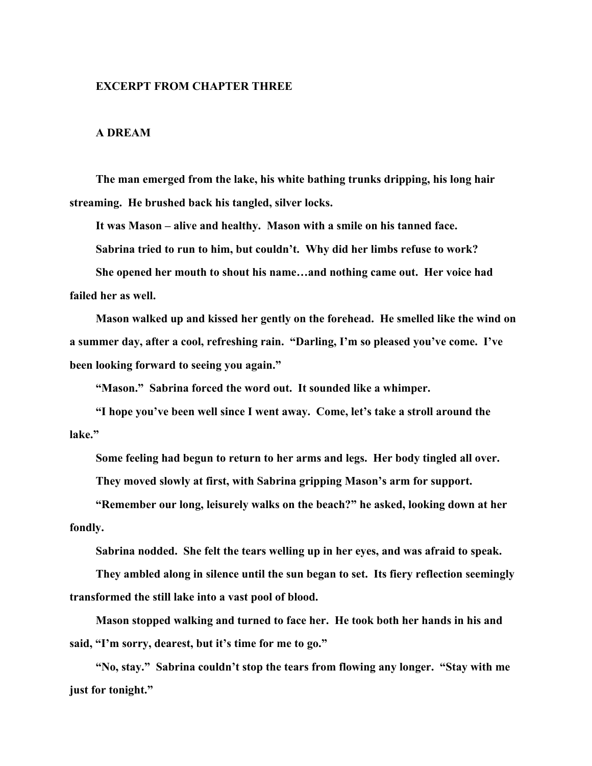# EXCERPT FROM CHAPTER THREE

## A DREAM

**The man emerged from the lake, his white bathing trunks dripping, his long hair streaming. He brushed back his tangled, silver locks.**

**It was Mason – alive and healthy. Mason with a smile on his tanned face.**

**Sabrina tried to run to him, but couldn't. Why did her limbs refuse to work?**

**She opened her mouth to shout his name…and nothing came out. Her voice had failed her as well.**

**Mason walked up and kissed her gently on the forehead. He smelled like the wind on a summer day, after a cool, refreshing rain. "Darling, I'm so pleased you've come. I've been looking forward to seeing you again."**

**"Mason." Sabrina forced the word out. It sounded like a whimper.**

**"I hope you've been well since I went away. Come, let's take a stroll around the lake."**

**Some feeling had begun to return to her arms and legs. Her body tingled all over.**

**They moved slowly at first, with Sabrina gripping Mason's arm for support.**

**"Remember our long, leisurely walks on the beach?" he asked, looking down at her fondly.**

**Sabrina nodded. She felt the tears welling up in her eyes, and was afraid to speak.**

**They ambled along in silence until the sun began to set. Its fiery reflection seemingly transformed the still lake into a vast pool of blood.**

**Mason stopped walking and turned to face her. He took both her hands in his and said, "I'm sorry, dearest, but it's time for me to go."**

**"No, stay." Sabrina couldn't stop the tears from flowing any longer. "Stay with me just for tonight."**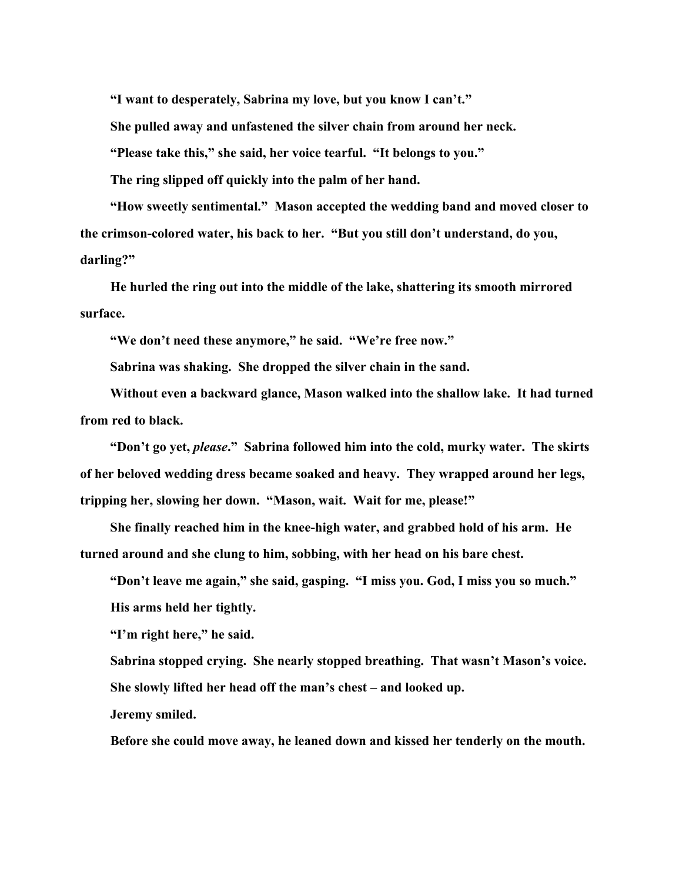"I want to desperately, Sabrina my love, but you know I can't."

She pulled away and unfastened the silver chain from around her neck.

"Please take this," she said, her voice tearful. "It belongs to you."

The ring slipped off quickly into the palm of her hand.

"How sweetly sentimental." Mason accepted the wedding band and moved closer to the crimson-colored water, his back to her. "But you still don't understand, do you, darling?"

He hurled the ring out into the middle of the lake, shattering its smooth mirrored surface.

"We don't need these anymore," he said. "We're free now."

Sabrina was shaking. She dropped the silver chain in the sand.

Without even a backward glance, Mason walked into the shallow lake. It had turned from red to black.

"Don't go yet, *please*." Sabrina followed him into the cold, murky water. The skirts of her beloved wedding dress became soaked and heavy. They wrapped around her legs, tripping her, slowing her down. "Mason, wait. Wait for me, please!"

She finally reached him in the knee-high water, and grabbed hold of his arm. He turned around and she clung to him, sobbing, with her head on his bare chest.

"Don't leave me again," she said, gasping. "I miss you. God, I miss you so much."

His arms held her tightly.

"I'm right here," he said.

Sabrina stopped crying. She nearly stopped breathing. That wasn't Mason's voice.

She slowly lifted her head off the man's chest – and looked up.

Jeremy smiled.

Before she could move away, he leaned down and kissed her tenderly on the mouth.